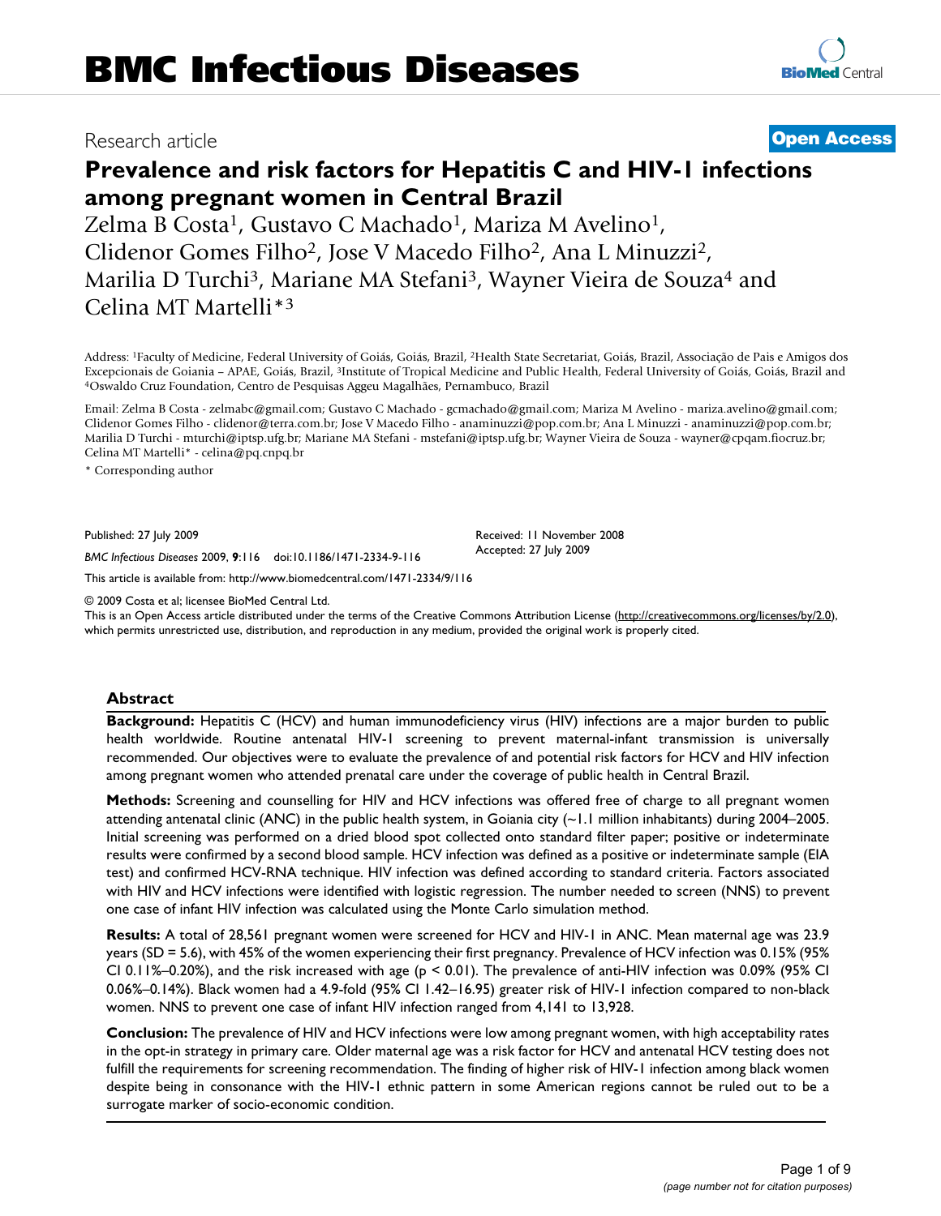# BMC Infectious Diseases

Research article **Open Access**

# Prevalence and risk factors for Hepatitis C and HIV-1 infections among pregnant women in Central Brazil

Zelma B Costa[1], Gustavo C Machado[1], Mariza M Avelino[1], Clidenor Gomes Filho[2], Jose V Macedo Filho[2], Ana L Minuzzi[2], Marilia D Turchi[3], Mariane MA Stefani[3], Wayner Vieira de Souza[4] and Celina MT Martelli*[3]

Address: [1]Faculty of Medicine, Federal University of Goiás, Goiás, Brazil, [2]Health State Secretariat, Goiás, Brazil, Associação de Pais e Amigos dos Excepcionais de Goiania – APAE, Goiás, Brazil, [3]Institute of Tropical Medicine and Public Health, Federal University of Goiás, Goiás, Brazil and [4]Oswaldo Cruz Foundation, Centro de Pesquisas Aggeu Magalhães, Pernambuco, Brazil

Email: Zelma B Costa - zelmabc@gmail.com; Gustavo C Machado - gcmachado@gmail.com; Mariza M Avelino - mariza.avelino@gmail.com; Clidenor Gomes Filho - clidenor@terra.com.br; Jose V Macedo Filho - anaminuzzi@pop.com.br; Ana L Minuzzi - anaminuzzi@pop.com.br; Marilia D Turchi - mturchi@iptsp.ufg.br; Mariane MA Stefani - mstefani@iptsp.ufg.br; Wayner Vieira de Souza - wayner@cpqam.fiocruz.br; Celina MT Martelli* - celina@pq.cnpq.br

\* Corresponding author

Published: 27 July 2009

*BMC Infectious Diseases* 2009, **9**:116 doi:10.1186/1471-2334-9-116

Received: 11 November 2008
Accepted: 27 July 2009

This article is available from: http://www.biomedcentral.com/1471-2334/9/116

© 2009 Costa et al; licensee BioMed Central Ltd.
This is an Open Access article distributed under the terms of the Creative Commons Attribution License (http://creativecommons.org/licenses/by/2.0), which permits unrestricted use, distribution, and reproduction in any medium, provided the original work is properly cited.

## Abstract

**Background:** Hepatitis C (HCV) and human immunodeficiency virus (HIV) infections are a major burden to public health worldwide. Routine antenatal HIV-1 screening to prevent maternal-infant transmission is universally recommended. Our objectives were to evaluate the prevalence of and potential risk factors for HCV and HIV infection among pregnant women who attended prenatal care under the coverage of public health in Central Brazil.

**Methods:** Screening and counselling for HIV and HCV infections was offered free of charge to all pregnant women attending antenatal clinic (ANC) in the public health system, in Goiania city (~1.1 million inhabitants) during 2004–2005. Initial screening was performed on a dried blood spot collected onto standard filter paper; positive or indeterminate results were confirmed by a second blood sample. HCV infection was defined as a positive or indeterminate sample (EIA test) and confirmed HCV-RNA technique. HIV infection was defined according to standard criteria. Factors associated with HIV and HCV infections were identified with logistic regression. The number needed to screen (NNS) to prevent one case of infant HIV infection was calculated using the Monte Carlo simulation method.

**Results:** A total of 28,561 pregnant women were screened for HCV and HIV-1 in ANC. Mean maternal age was 23.9 years (SD = 5.6), with 45% of the women experiencing their first pregnancy. Prevalence of HCV infection was 0.15% (95% CI 0.11%–0.20%), and the risk increased with age ($p < 0.01$). The prevalence of anti-HIV infection was 0.09% (95% CI 0.06%–0.14%). Black women had a 4.9-fold (95% CI 1.42–16.95) greater risk of HIV-1 infection compared to non-black women. NNS to prevent one case of infant HIV infection ranged from 4,141 to 13,928.

**Conclusion:** The prevalence of HIV and HCV infections were low among pregnant women, with high acceptability rates in the opt-in strategy in primary care. Older maternal age was a risk factor for HCV and antenatal HCV testing does not fulfill the requirements for screening recommendation. The finding of higher risk of HIV-1 infection among black women despite being in consonance with the HIV-1 ethnic pattern in some American regions cannot be ruled out to be a surrogate marker of socio-economic condition.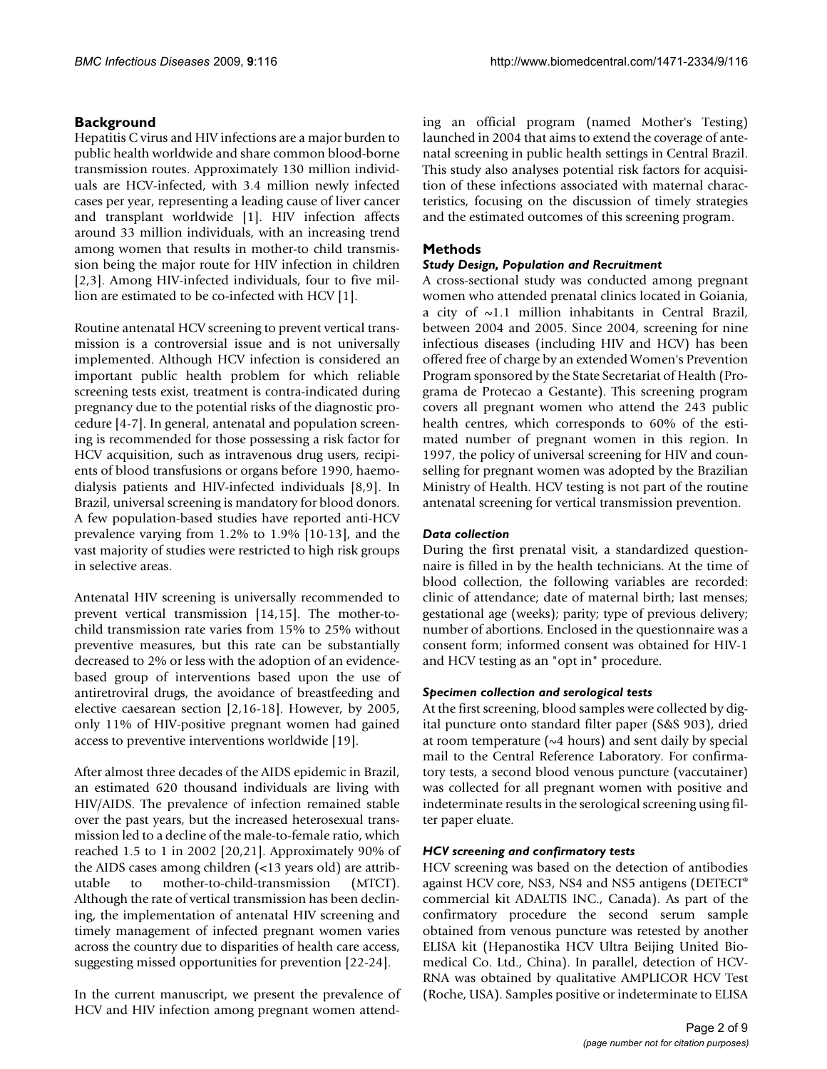## Background

Hepatitis C virus and HIV infections are a major burden to public health worldwide and share common blood-borne transmission routes. Approximately 130 million individuals are HCV-infected, with 3.4 million newly infected cases per year, representing a leading cause of liver cancer and transplant worldwide [1]. HIV infection affects around 33 million individuals, with an increasing trend among women that results in mother-to child transmission being the major route for HIV infection in children [2,3]. Among HIV-infected individuals, four to five million are estimated to be co-infected with HCV [1].

Routine antenatal HCV screening to prevent vertical transmission is a controversial issue and is not universally implemented. Although HCV infection is considered an important public health problem for which reliable screening tests exist, treatment is contra-indicated during pregnancy due to the potential risks of the diagnostic procedure [4-7]. In general, antenatal and population screening is recommended for those possessing a risk factor for HCV acquisition, such as intravenous drug users, recipients of blood transfusions or organs before 1990, haemodialysis patients and HIV-infected individuals [8,9]. In Brazil, universal screening is mandatory for blood donors. A few population-based studies have reported anti-HCV prevalence varying from 1.2% to 1.9% [10-13], and the vast majority of studies were restricted to high risk groups in selective areas.

Antenatal HIV screening is universally recommended to prevent vertical transmission [14,15]. The mother-to-child transmission rate varies from 15% to 25% without preventive measures, but this rate can be substantially decreased to 2% or less with the adoption of an evidence-based group of interventions based upon the use of antiretroviral drugs, the avoidance of breastfeeding and elective caesarean section [2,16-18]. However, by 2005, only 11% of HIV-positive pregnant women had gained access to preventive interventions worldwide [19].

After almost three decades of the AIDS epidemic in Brazil, an estimated 620 thousand individuals are living with HIV/AIDS. The prevalence of infection remained stable over the past years, but the increased heterosexual transmission led to a decline of the male-to-female ratio, which reached 1.5 to 1 in 2002 [20,21]. Approximately 90% of the AIDS cases among children (<13 years old) are attributable to mother-to-child-transmission (MTCT). Although the rate of vertical transmission has been declining, the implementation of antenatal HIV screening and timely management of infected pregnant women varies across the country due to disparities of health care access, suggesting missed opportunities for prevention [22-24].

In the current manuscript, we present the prevalence of HCV and HIV infection among pregnant women attending an official program (named Mother's Testing) launched in 2004 that aims to extend the coverage of antenatal screening in public health settings in Central Brazil. This study also analyses potential risk factors for acquisition of these infections associated with maternal characteristics, focusing on the discussion of timely strategies and the estimated outcomes of this screening program.

## Methods

### *Study Design, Population and Recruitment*

A cross-sectional study was conducted among pregnant women who attended prenatal clinics located in Goiania, a city of ~1.1 million inhabitants in Central Brazil, between 2004 and 2005. Since 2004, screening for nine infectious diseases (including HIV and HCV) has been offered free of charge by an extended Women's Prevention Program sponsored by the State Secretariat of Health (Programa de Protecao a Gestante). This screening program covers all pregnant women who attend the 243 public health centres, which corresponds to 60% of the estimated number of pregnant women in this region. In 1997, the policy of universal screening for HIV and counselling for pregnant women was adopted by the Brazilian Ministry of Health. HCV testing is not part of the routine antenatal screening for vertical transmission prevention.

### *Data collection*

During the first prenatal visit, a standardized questionnaire is filled in by the health technicians. At the time of blood collection, the following variables are recorded: clinic of attendance; date of maternal birth; last menses; gestational age (weeks); parity; type of previous delivery; number of abortions. Enclosed in the questionnaire was a consent form; informed consent was obtained for HIV-1 and HCV testing as an "opt in" procedure.

### *Specimen collection and serological tests*

At the first screening, blood samples were collected by digital puncture onto standard filter paper (S&S 903), dried at room temperature (~4 hours) and sent daily by special mail to the Central Reference Laboratory. For confirmatory tests, a second blood venous puncture (vaccutainer) was collected for all pregnant women with positive and indeterminate results in the serological screening using filter paper eluate.

### *HCV screening and confirmatory tests*

HCV screening was based on the detection of antibodies against HCV core, NS3, NS4 and NS5 antigens (DETECT® commercial kit ADALTIS INC., Canada). As part of the confirmatory procedure the second serum sample obtained from venous puncture was retested by another ELISA kit (Hepanostika HCV Ultra Beijing United Biomedical Co. Ltd., China). In parallel, detection of HCV-RNA was obtained by qualitative AMPLICOR HCV Test (Roche, USA). Samples positive or indeterminate to ELISA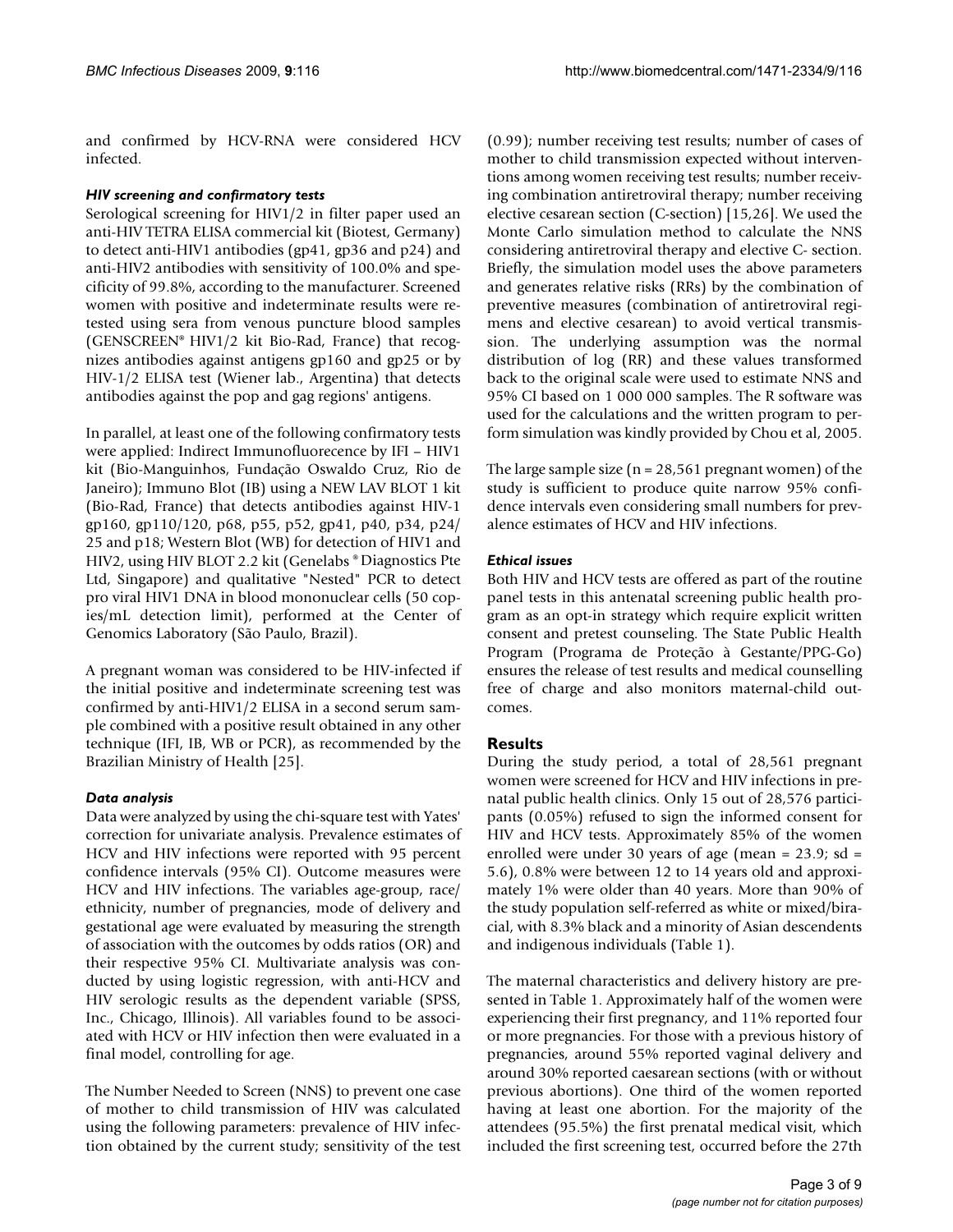and confirmed by HCV-RNA were considered HCV infected.

### *HIV screening and confirmatory tests*

Serological screening for HIV1/2 in filter paper used an anti-HIV TETRA ELISA commercial kit (Biotest, Germany) to detect anti-HIV1 antibodies (gp41, gp36 and p24) and anti-HIV2 antibodies with sensitivity of 100.0% and specificity of 99.8%, according to the manufacturer. Screened women with positive and indeterminate results were retested using sera from venous puncture blood samples (GENSCREEN® HIV1/2 kit Bio-Rad, France) that recognizes antibodies against antigens gp160 and gp25 or by HIV-1/2 ELISA test (Wiener lab., Argentina) that detects antibodies against the pop and gag regions' antigens.

In parallel, at least one of the following confirmatory tests were applied: Indirect Immunofluorecence by IFI – HIV1 kit (Bio-Manguinhos, Fundação Oswaldo Cruz, Rio de Janeiro); Immuno Blot (IB) using a NEW LAV BLOT 1 kit (Bio-Rad, France) that detects antibodies against HIV-1 gp160, gp110/120, p68, p55, p52, gp41, p40, p34, p24/25 and p18; Western Blot (WB) for detection of HIV1 and HIV2, using HIV BLOT 2.2 kit (Genelabs ® Diagnostics Pte Ltd, Singapore) and qualitative "Nested" PCR to detect pro viral HIV1 DNA in blood mononuclear cells (50 copies/mL detection limit), performed at the Center of Genomics Laboratory (São Paulo, Brazil).

A pregnant woman was considered to be HIV-infected if the initial positive and indeterminate screening test was confirmed by anti-HIV1/2 ELISA in a second serum sample combined with a positive result obtained in any other technique (IFI, IB, WB or PCR), as recommended by the Brazilian Ministry of Health [25].

### *Data analysis*

Data were analyzed by using the chi-square test with Yates' correction for univariate analysis. Prevalence estimates of HCV and HIV infections were reported with 95 percent confidence intervals (95% CI). Outcome measures were HCV and HIV infections. The variables age-group, race/ethnicity, number of pregnancies, mode of delivery and gestational age were evaluated by measuring the strength of association with the outcomes by odds ratios (OR) and their respective 95% CI. Multivariate analysis was conducted by using logistic regression, with anti-HCV and HIV serologic results as the dependent variable (SPSS, Inc., Chicago, Illinois). All variables found to be associated with HCV or HIV infection then were evaluated in a final model, controlling for age.

The Number Needed to Screen (NNS) to prevent one case of mother to child transmission of HIV was calculated using the following parameters: prevalence of HIV infection obtained by the current study; sensitivity of the test (0.99); number receiving test results; number of cases of mother to child transmission expected without interventions among women receiving test results; number receiving combination antiretroviral therapy; number receiving elective cesarean section (C-section) [15,26]. We used the Monte Carlo simulation method to calculate the NNS considering antiretroviral therapy and elective C- section. Briefly, the simulation model uses the above parameters and generates relative risks (RRs) by the combination of preventive measures (combination of antiretroviral regimens and elective cesarean) to avoid vertical transmission. The underlying assumption was the normal distribution of log (RR) and these values transformed back to the original scale were used to estimate NNS and 95% CI based on 1 000 000 samples. The R software was used for the calculations and the written program to perform simulation was kindly provided by Chou et al, 2005.

The large sample size (n = 28,561 pregnant women) of the study is sufficient to produce quite narrow 95% confidence intervals even considering small numbers for prevalence estimates of HCV and HIV infections.

### *Ethical issues*

Both HIV and HCV tests are offered as part of the routine panel tests in this antenatal screening public health program as an opt-in strategy which require explicit written consent and pretest counseling. The State Public Health Program (Programa de Proteção à Gestante/PPG-Go) ensures the release of test results and medical counselling free of charge and also monitors maternal-child outcomes.

## Results

During the study period, a total of 28,561 pregnant women were screened for HCV and HIV infections in prenatal public health clinics. Only 15 out of 28,576 participants (0.05%) refused to sign the informed consent for HIV and HCV tests. Approximately 85% of the women enrolled were under 30 years of age (mean = 23.9; sd = 5.6), 0.8% were between 12 to 14 years old and approximately 1% were older than 40 years. More than 90% of the study population self-referred as white or mixed/biracial, with 8.3% black and a minority of Asian descendents and indigenous individuals (Table 1).

The maternal characteristics and delivery history are presented in Table 1. Approximately half of the women were experiencing their first pregnancy, and 11% reported four or more pregnancies. For those with a previous history of pregnancies, around 55% reported vaginal delivery and around 30% reported caesarean sections (with or without previous abortions). One third of the women reported having at least one abortion. For the majority of the attendees (95.5%) the first prenatal medical visit, which included the first screening test, occurred before the 27th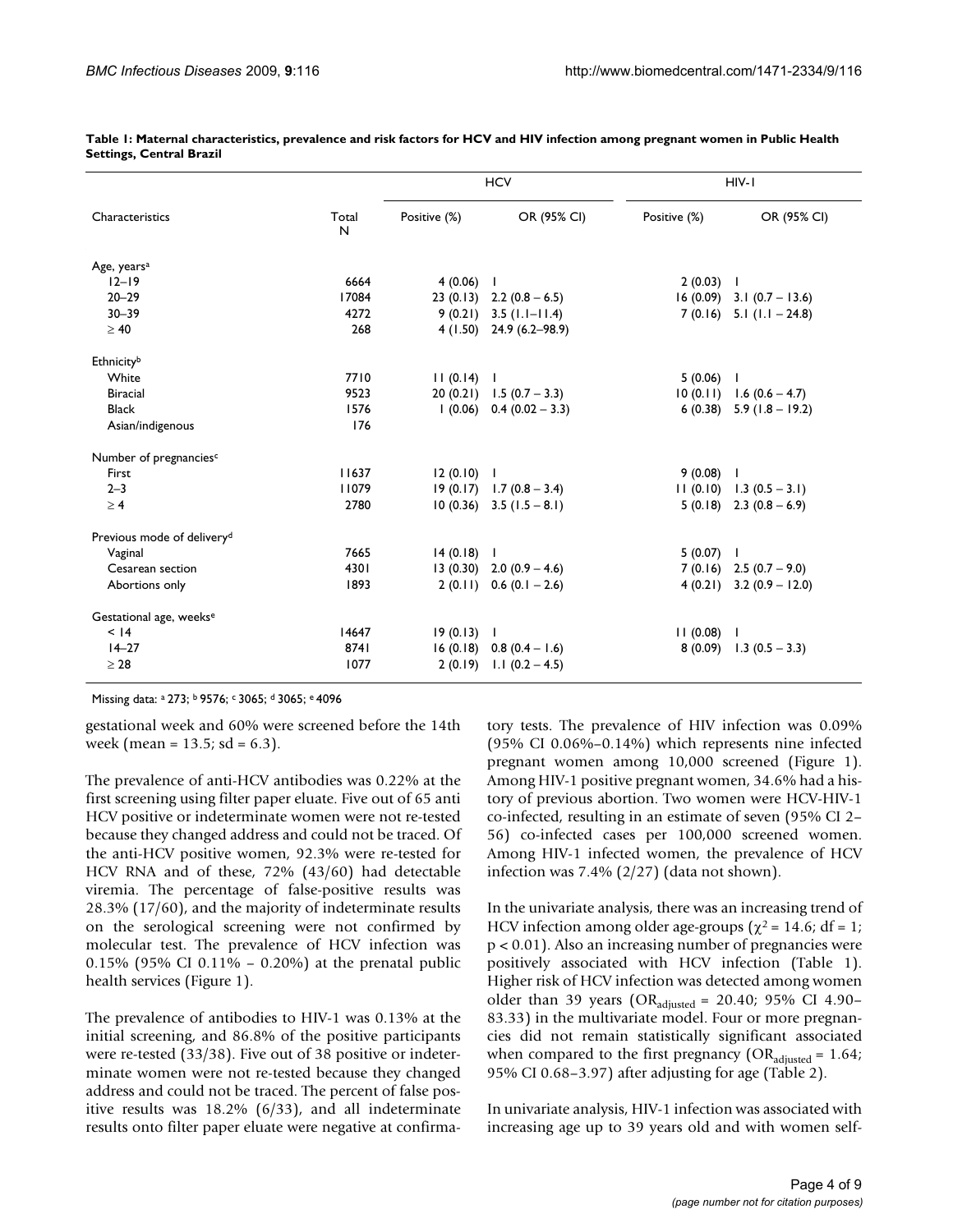**Table 1: Maternal characteristics, prevalence and risk factors for HCV and HIV infection among pregnant women in Public Health Settings, Central Brazil**

| Characteristics | Total N | HCV | | HIV-1 | |
|---|---|---|---|---|---|
| | | Positive (%) | OR (95% CI) | Positive (%) | OR (95% CI) |
| Age, years[a] | | | | | |
| 12–19 | 6664 | 4 (0.06) | 1 | 2 (0.03) | 1 |
| 20–29 | 17084 | 23 (0.13) | 2.2 (0.8 – 6.5) | 16 (0.09) | 3.1 (0.7 – 13.6) |
| 30–39 | 4272 | 9 (0.21) | 3.5 (1.1–11.4) | 7 (0.16) | 5.1 (1.1 – 24.8) |
| ≥ 40 | 268 | 4 (1.50) | 24.9 (6.2–98.9) | | |
| Ethnicity[b] | | | | | |
| White | 7710 | 11 (0.14) | 1 | 5 (0.06) | 1 |
| Biracial | 9523 | 20 (0.21) | 1.5 (0.7 – 3.3) | 10 (0.11) | 1.6 (0.6 – 4.7) |
| Black | 1576 | 1 (0.06) | 0.4 (0.02 – 3.3) | 6 (0.38) | 5.9 (1.8 – 19.2) |
| Asian/indigenous | 176 | | | | |
| Number of pregnancies[c] | | | | | |
| First | 11637 | 12 (0.10) | 1 | 9 (0.08) | 1 |
| 2–3 | 11079 | 19 (0.17) | 1.7 (0.8 – 3.4) | 11 (0.10) | 1.3 (0.5 – 3.1) |
| ≥ 4 | 2780 | 10 (0.36) | 3.5 (1.5 – 8.1) | 5 (0.18) | 2.3 (0.8 – 6.9) |
| Previous mode of delivery[d] | | | | | |
| Vaginal | 7665 | 14 (0.18) | 1 | 5 (0.07) | 1 |
| Cesarean section | 4301 | 13 (0.30) | 2.0 (0.9 – 4.6) | 7 (0.16) | 2.5 (0.7 – 9.0) |
| Abortions only | 1893 | 2 (0.11) | 0.6 (0.1 – 2.6) | 4 (0.21) | 3.2 (0.9 – 12.0) |
| Gestational age, weeks[e] | | | | | |
| < 14 | 14647 | 19 (0.13) | 1 | 11 (0.08) | 1 |
| 14–27 | 8741 | 16 (0.18) | 0.8 (0.4 – 1.6) | 8 (0.09) | 1.3 (0.5 – 3.3) |
| ≥ 28 | 1077 | 2 (0.19) | 1.1 (0.2 – 4.5) | | |

Missing data: [a] 273; [b] 9576; [c] 3065; [d] 3065; [e] 4096

gestational week and 60% were screened before the 14th week (mean = 13.5; sd = 6.3).

The prevalence of anti-HCV antibodies was 0.22% at the first screening using filter paper eluate. Five out of 65 anti HCV positive or indeterminate women were not re-tested because they changed address and could not be traced. Of the anti-HCV positive women, 92.3% were re-tested for HCV RNA and of these, 72% (43/60) had detectable viremia. The percentage of false-positive results was 28.3% (17/60), and the majority of indeterminate results on the serological screening were not confirmed by molecular test. The prevalence of HCV infection was 0.15% (95% CI 0.11% – 0.20%) at the prenatal public health services (Figure 1).

The prevalence of antibodies to HIV-1 was 0.13% at the initial screening, and 86.8% of the positive participants were re-tested (33/38). Five out of 38 positive or indeterminate women were not re-tested because they changed address and could not be traced. The percent of false positive results was 18.2% (6/33), and all indeterminate results onto filter paper eluate were negative at confirmatory tests. The prevalence of HIV infection was 0.09% (95% CI 0.06%–0.14%) which represents nine infected pregnant women among 10,000 screened (Figure 1). Among HIV-1 positive pregnant women, 34.6% had a history of previous abortion. Two women were HCV-HIV-1 co-infected, resulting in an estimate of seven (95% CI 2–56) co-infected cases per 100,000 screened women. Among HIV-1 infected women, the prevalence of HCV infection was 7.4% (2/27) (data not shown).

In the univariate analysis, there was an increasing trend of HCV infection among older age-groups ($\chi^2 = 14.6$; df = 1; $p < 0.01$). Also an increasing number of pregnancies were positively associated with HCV infection (Table 1). Higher risk of HCV infection was detected among women older than 39 years ($OR_{adjusted} = 20.40$; 95% CI 4.90–83.33) in the multivariate model. Four or more pregnancies did not remain statistically significant associated when compared to the first pregnancy ($OR_{adjusted} = 1.64$; 95% CI 0.68–3.97) after adjusting for age (Table 2).

In univariate analysis, HIV-1 infection was associated with increasing age up to 39 years old and with women self-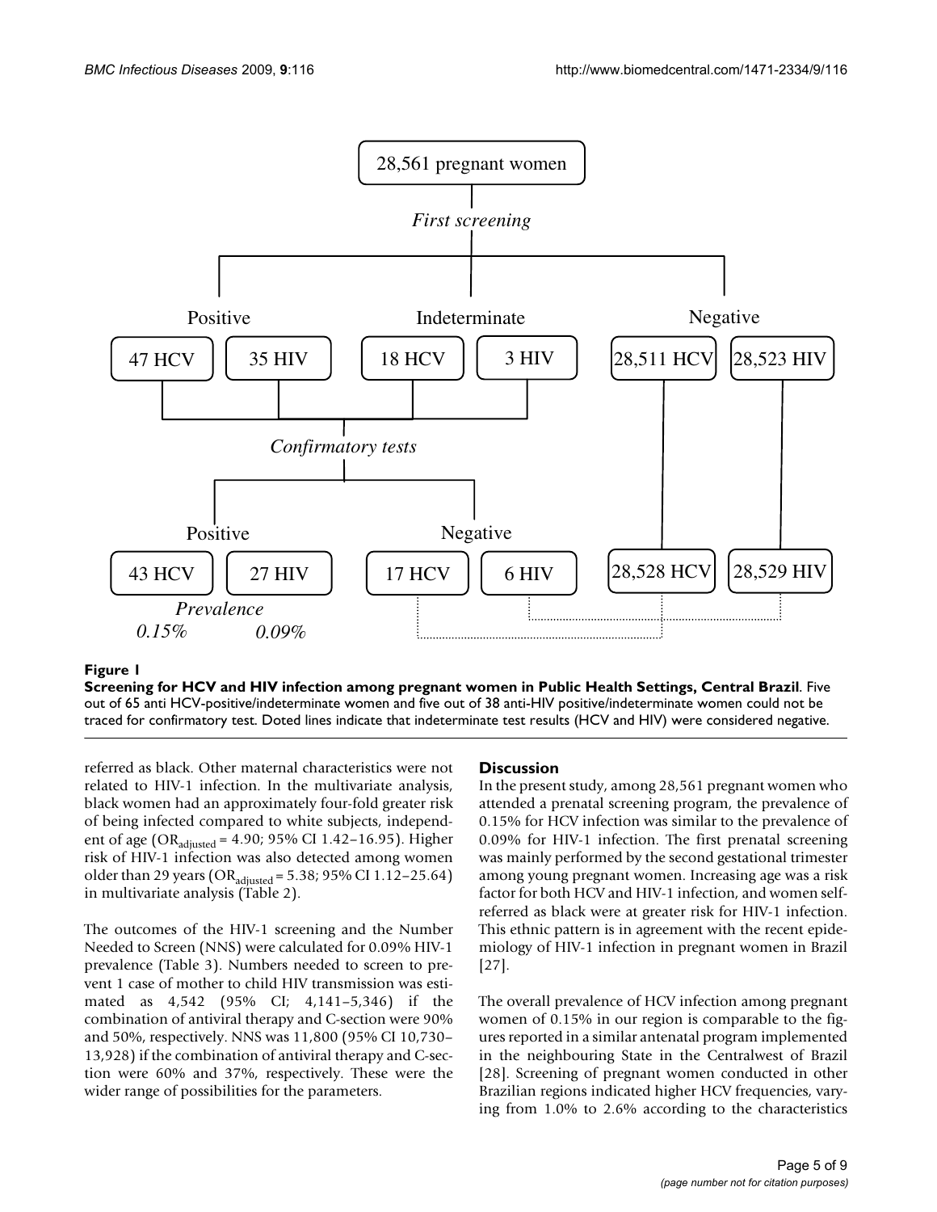**Figure 1**

**Screening for HCV and HIV infection among pregnant women in Public Health Settings, Central Brazil**. Five out of 65 anti HCV-positive/indeterminate women and five out of 38 anti-HIV positive/indeterminate women could not be traced for confirmatory test. Doted lines indicate that indeterminate test results (HCV and HIV) were considered negative.

referred as black. Other maternal characteristics were not related to HIV-1 infection. In the multivariate analysis, black women had an approximately four-fold greater risk of being infected compared to white subjects, independent of age ($OR_{adjusted}$ = 4.90; 95% CI 1.42–16.95). Higher risk of HIV-1 infection was also detected among women older than 29 years ($OR_{adjusted}$ = 5.38; 95% CI 1.12–25.64) in multivariate analysis (Table 2).

The outcomes of the HIV-1 screening and the Number Needed to Screen (NNS) were calculated for 0.09% HIV-1 prevalence (Table 3). Numbers needed to screen to prevent 1 case of mother to child HIV transmission was estimated as 4,542 (95% CI; 4,141–5,346) if the combination of antiviral therapy and C-section were 90% and 50%, respectively. NNS was 11,800 (95% CI 10,730–13,928) if the combination of antiviral therapy and C-section were 60% and 37%, respectively. These were the wider range of possibilities for the parameters.

## Discussion

In the present study, among 28,561 pregnant women who attended a prenatal screening program, the prevalence of 0.15% for HCV infection was similar to the prevalence of 0.09% for HIV-1 infection. The first prenatal screening was mainly performed by the second gestational trimester among young pregnant women. Increasing age was a risk factor for both HCV and HIV-1 infection, and women self-referred as black were at greater risk for HIV-1 infection. This ethnic pattern is in agreement with the recent epidemiology of HIV-1 infection in pregnant women in Brazil [27].

The overall prevalence of HCV infection among pregnant women of 0.15% in our region is comparable to the figures reported in a similar antenatal program implemented in the neighbouring State in the Centralwest of Brazil [28]. Screening of pregnant women conducted in other Brazilian regions indicated higher HCV frequencies, varying from 1.0% to 2.6% according to the characteristics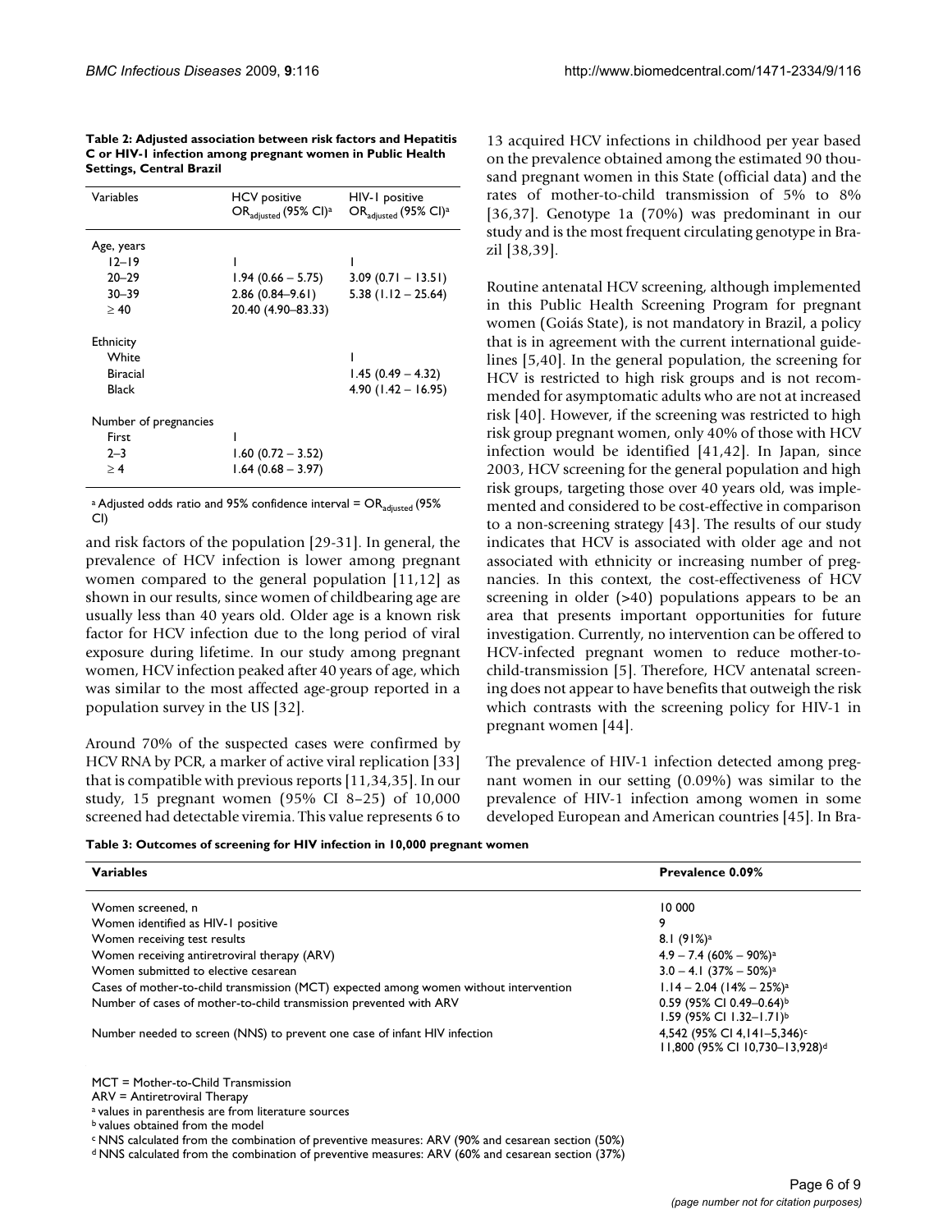**Table 2: Adjusted association between risk factors and Hepatitis C or HIV-1 infection among pregnant women in Public Health Settings, Central Brazil**

| Variables | HCV positive $OR_{adjusted}$ (95% CI)[a] | HIV-1 positive $OR_{adjusted}$ (95% CI)[a] |
|---|---|---|
| Age, years | | |
| 12–19 | 1 | 1 |
| 20–29 | 1.94 (0.66 – 5.75) | 3.09 (0.71 – 13.51) |
| 30–39 | 2.86 (0.84–9.61) | 5.38 (1.12 – 25.64) |
| ≥ 40 | 20.40 (4.90–83.33) | |
| Ethnicity | | |
| White | | 1 |
| Biracial | | 1.45 (0.49 – 4.32) |
| Black | | 4.90 (1.42 – 16.95) |
| Number of pregnancies | | |
| First | 1 | |
| 2–3 | 1.60 (0.72 – 3.52) | |
| ≥ 4 | 1.64 (0.68 – 3.97) | |

[a] Adjusted odds ratio and 95% confidence interval = $OR_{adjusted}$ (95% CI)

and risk factors of the population [29-31]. In general, the prevalence of HCV infection is lower among pregnant women compared to the general population [11,12] as shown in our results, since women of childbearing age are usually less than 40 years old. Older age is a known risk factor for HCV infection due to the long period of viral exposure during lifetime. In our study among pregnant women, HCV infection peaked after 40 years of age, which was similar to the most affected age-group reported in a population survey in the US [32].

Around 70% of the suspected cases were confirmed by HCV RNA by PCR, a marker of active viral replication [33] that is compatible with previous reports [11,34,35]. In our study, 15 pregnant women (95% CI 8–25) of 10,000 screened had detectable viremia. This value represents 6 to 13 acquired HCV infections in childhood per year based on the prevalence obtained among the estimated 90 thousand pregnant women in this State (official data) and the rates of mother-to-child transmission of 5% to 8% [36,37]. Genotype 1a (70%) was predominant in our study and is the most frequent circulating genotype in Brazil [38,39].

Routine antenatal HCV screening, although implemented in this Public Health Screening Program for pregnant women (Goiás State), is not mandatory in Brazil, a policy that is in agreement with the current international guidelines [5,40]. In the general population, the screening for HCV is restricted to high risk groups and is not recommended for asymptomatic adults who are not at increased risk [40]. However, if the screening was restricted to high risk group pregnant women, only 40% of those with HCV infection would be identified [41,42]. In Japan, since 2003, HCV screening for the general population and high risk groups, targeting those over 40 years old, was implemented and considered to be cost-effective in comparison to a non-screening strategy [43]. The results of our study indicates that HCV is associated with older age and not associated with ethnicity or increasing number of pregnancies. In this context, the cost-effectiveness of HCV screening in older (>40) populations appears to be an area that presents important opportunities for future investigation. Currently, no intervention can be offered to HCV-infected pregnant women to reduce mother-to-child-transmission [5]. Therefore, HCV antenatal screening does not appear to have benefits that outweigh the risk which contrasts with the screening policy for HIV-1 in pregnant women [44].

The prevalence of HIV-1 infection detected among pregnant women in our setting (0.09%) was similar to the prevalence of HIV-1 infection among women in some developed European and American countries [45]. In Bra-

**Table 3: Outcomes of screening for HIV infection in 10,000 pregnant women**

| Variables | Prevalence 0.09% |
|---|---|
| Women screened, n | 10 000 |
| Women identified as HIV-1 positive | 9 |
| Women receiving test results | 8.1 (91%)[a] |
| Women receiving antiretroviral therapy (ARV) | 4.9 – 7.4 (60% – 90%)[a] |
| Women submitted to elective cesarean | 3.0 – 4.1 (37% – 50%)[a] |
| Cases of mother-to-child transmission (MCT) expected among women without intervention | 1.14 – 2.04 (14% – 25%)[a] |
| Number of cases of mother-to-child transmission prevented with ARV | 0.59 (95% CI 0.49–0.64)[b]<br>1.59 (95% CI 1.32–1.71)[b] |
| Number needed to screen (NNS) to prevent one case of infant HIV infection | 4,542 (95% CI 4,141–5,346)[c]<br>11,800 (95% CI 10,730–13,928)[d] |

MCT = Mother-to-Child Transmission
ARV = Antiretroviral Therapy
[a] values in parenthesis are from literature sources
[b] values obtained from the model
[c] NNS calculated from the combination of preventive measures: ARV (90% and cesarean section (50%)
[d] NNS calculated from the combination of preventive measures: ARV (60% and cesarean section (37%)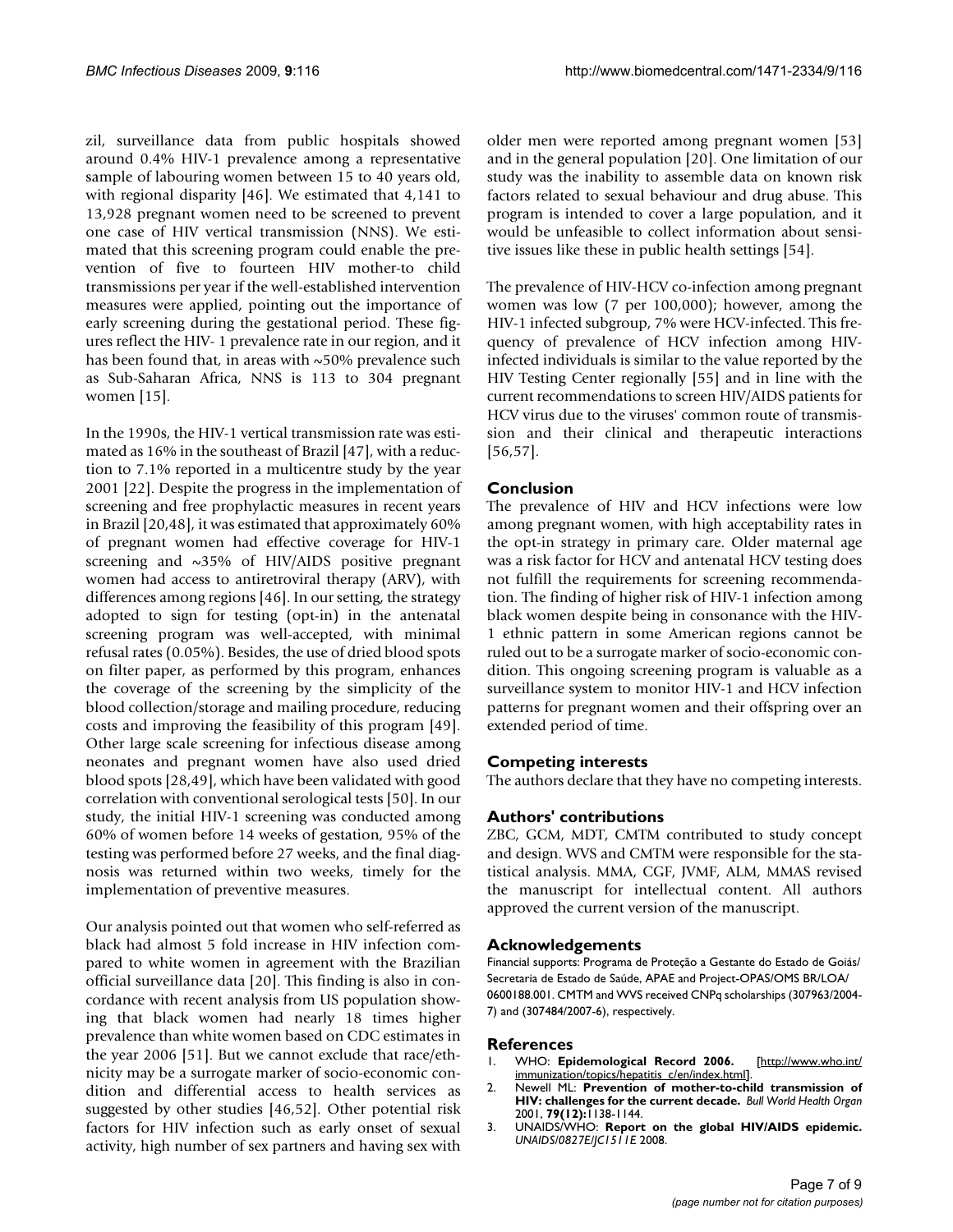zil, surveillance data from public hospitals showed around 0.4% HIV-1 prevalence among a representative sample of labouring women between 15 to 40 years old, with regional disparity [46]. We estimated that 4,141 to 13,928 pregnant women need to be screened to prevent one case of HIV vertical transmission (NNS). We estimated that this screening program could enable the prevention of five to fourteen HIV mother-to child transmissions per year if the well-established intervention measures were applied, pointing out the importance of early screening during the gestational period. These figures reflect the HIV- 1 prevalence rate in our region, and it has been found that, in areas with ~50% prevalence such as Sub-Saharan Africa, NNS is 113 to 304 pregnant women [15].

In the 1990s, the HIV-1 vertical transmission rate was estimated as 16% in the southeast of Brazil [47], with a reduction to 7.1% reported in a multicentre study by the year 2001 [22]. Despite the progress in the implementation of screening and free prophylactic measures in recent years in Brazil [20,48], it was estimated that approximately 60% of pregnant women had effective coverage for HIV-1 screening and ~35% of HIV/AIDS positive pregnant women had access to antiretroviral therapy (ARV), with differences among regions [46]. In our setting, the strategy adopted to sign for testing (opt-in) in the antenatal screening program was well-accepted, with minimal refusal rates (0.05%). Besides, the use of dried blood spots on filter paper, as performed by this program, enhances the coverage of the screening by the simplicity of the blood collection/storage and mailing procedure, reducing costs and improving the feasibility of this program [49]. Other large scale screening for infectious disease among neonates and pregnant women have also used dried blood spots [28,49], which have been validated with good correlation with conventional serological tests [50]. In our study, the initial HIV-1 screening was conducted among 60% of women before 14 weeks of gestation, 95% of the testing was performed before 27 weeks, and the final diagnosis was returned within two weeks, timely for the implementation of preventive measures.

Our analysis pointed out that women who self-referred as black had almost 5 fold increase in HIV infection compared to white women in agreement with the Brazilian official surveillance data [20]. This finding is also in concordance with recent analysis from US population showing that black women had nearly 18 times higher prevalence than white women based on CDC estimates in the year 2006 [51]. But we cannot exclude that race/ethnicity may be a surrogate marker of socio-economic condition and differential access to health services as suggested by other studies [46,52]. Other potential risk factors for HIV infection such as early onset of sexual activity, high number of sex partners and having sex with older men were reported among pregnant women [53] and in the general population [20]. One limitation of our study was the inability to assemble data on known risk factors related to sexual behaviour and drug abuse. This program is intended to cover a large population, and it would be unfeasible to collect information about sensitive issues like these in public health settings [54].

The prevalence of HIV-HCV co-infection among pregnant women was low (7 per 100,000); however, among the HIV-1 infected subgroup, 7% were HCV-infected. This frequency of prevalence of HCV infection among HIV-infected individuals is similar to the value reported by the HIV Testing Center regionally [55] and in line with the current recommendations to screen HIV/AIDS patients for HCV virus due to the viruses' common route of transmission and their clinical and therapeutic interactions [56,57].

## Conclusion

The prevalence of HIV and HCV infections were low among pregnant women, with high acceptability rates in the opt-in strategy in primary care. Older maternal age was a risk factor for HCV and antenatal HCV testing does not fulfill the requirements for screening recommendation. The finding of higher risk of HIV-1 infection among black women despite being in consonance with the HIV-1 ethnic pattern in some American regions cannot be ruled out to be a surrogate marker of socio-economic condition. This ongoing screening program is valuable as a surveillance system to monitor HIV-1 and HCV infection patterns for pregnant women and their offspring over an extended period of time.

## Competing interests

The authors declare that they have no competing interests.

## Authors' contributions

ZBC, GCM, MDT, CMTM contributed to study concept and design. WVS and CMTM were responsible for the statistical analysis. MMA, CGF, JVMF, ALM, MMAS revised the manuscript for intellectual content. All authors approved the current version of the manuscript.

## Acknowledgements

Financial supports: Programa de Proteção a Gestante do Estado de Goiás/ Secretaria de Estado de Saúde, APAE and Project-OPAS/OMS BR/LOA/ 0600188.001. CMTM and WVS received CNPq scholarships (307963/2004-7) and (307484/2007-6), respectively.

## References

1. WHO: **Epidemiological Record 2006.** [http://www.who.int/immunization/topics/hepatitis_c/en/index.html].
2. Newell ML: **Prevention of mother-to-child transmission of HIV: challenges for the current decade.** *Bull World Health Organ* 2001, **79(12):**1138-1144.
3. UNAIDS/WHO: **Report on the global HIV/AIDS epidemic.** *UNAIDS/0827E/JC1511E* 2008.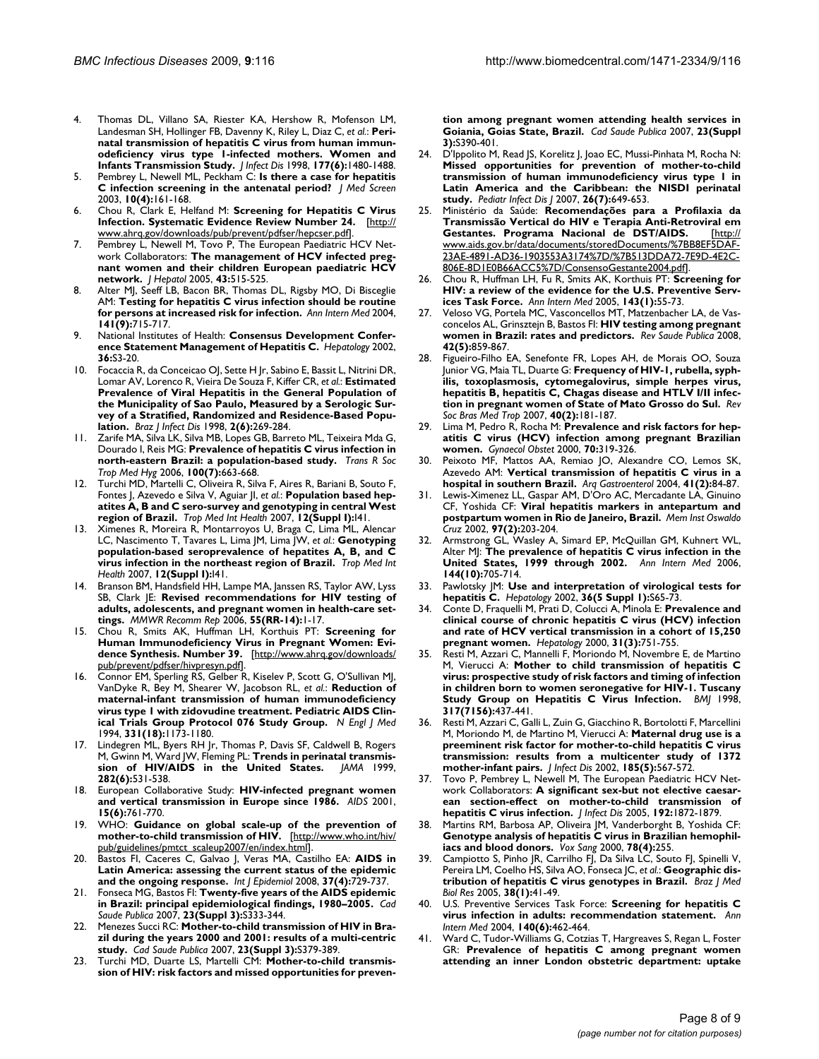4. Thomas DL, Villano SA, Riester KA, Hershow R, Mofenson LM, Landesman SH, Hollinger FB, Davenny K, Riley L, Diaz C, *et al.*: **Perinatal transmission of hepatitis C virus from human immunodeficiency virus type 1-infected mothers. Women and Infants Transmission Study.** *J Infect Dis* 1998, **177(6)**:1480-1488.
5. Pembrey L, Newell ML, Peckham C: **Is there a case for hepatitis C infection screening in the antenatal period?** *J Med Screen* 2003, **10(4)**:161-168.
6. Chou R, Clark E, Helfand M: **Screening for Hepatitis C Virus Infection. Systematic Evidence Review Number 24.** [http://www.ahrq.gov/downloads/pub/prevent/pdfser/hepcser.pdf].
7. Pembrey L, Newell M, Tovo P, The European Paediatric HCV Network Collaborators: **The management of HCV infected pregnant women and their children European paediatric HCV network.** *J Hepatol* 2005, **43**:515-525.
8. Alter MJ, Seeff LB, Bacon BR, Thomas DL, Rigsby MO, Di Bisceglie AM: **Testing for hepatitis C virus infection should be routine for persons at increased risk for infection.** *Ann Intern Med* 2004, **141(9)**:715-717.
9. National Institutes of Health: **Consensus Development Conference Statement Management of Hepatitis C.** *Hepatology* 2002, **36**:S3-20.
10. Focaccia R, da Conceicao OJ, Sette H Jr, Sabino E, Bassit L, Nitrini DR, Lomar AV, Lorenco R, Vieira De Souza F, Kiffer CR, *et al.*: **Estimated Prevalence of Viral Hepatitis in the General Population of the Municipality of Sao Paulo, Measured by a Serologic Survey of a Stratified, Randomized and Residence-Based Population.** *Braz J Infect Dis* 1998, **2(6)**:269-284.
11. Zarife MA, Silva LK, Silva MB, Lopes GB, Barreto ML, Teixeira Mda G, Dourado I, Reis MG: **Prevalence of hepatitis C virus infection in north-eastern Brazil: a population-based study.** *Trans R Soc Trop Med Hyg* 2006, **100(7)**:663-668.
12. Turchi MD, Martelli C, Oliveira R, Silva F, Aires R, Bariani B, Souto F, Fontes J, Azevedo e Silva V, Aguiar JI, *et al.*: **Population based hepatites A, B and C sero-survey and genotyping in central West region of Brazil.** *Trop Med Int Health* 2007, **12(Suppl I)**:I41.
13. Ximenes R, Moreira R, Montarroyos U, Braga C, Lima ML, Alencar LC, Nascimento T, Tavares L, Lima JM, Lima JW, *et al.*: **Genotyping population-based seroprevalence of hepatites A, B, and C virus infection in the northeast region of Brazil.** *Trop Med Int Health* 2007, **12(Suppl I)**:I41.
14. Branson BM, Handsfield HH, Lampe MA, Janssen RS, Taylor AW, Lyss SB, Clark JE: **Revised recommendations for HIV testing of adults, adolescents, and pregnant women in health-care settings.** *MMWR Recomm Rep* 2006, **55(RR-14)**:1-17.
15. Chou R, Smits AK, Huffman LH, Korthuis PT: **Screening for Human Immunodeficiency Virus in Pregnant Women: Evidence Synthesis. Number 39.** [http://www.ahrq.gov/downloads/pub/prevent/pdfser/hivpresyn.pdf].
16. Connor EM, Sperling RS, Gelber R, Kiselev P, Scott G, O'Sullivan MJ, VanDyke R, Bey M, Shearer W, Jacobson RL, *et al.*: **Reduction of maternal-infant transmission of human immunodeficiency virus type 1 with zidovudine treatment. Pediatric AIDS Clinical Trials Group Protocol 076 Study Group.** *N Engl J Med* 1994, **331(18)**:1173-1180.
17. Lindegren ML, Byers RH Jr, Thomas P, Davis SF, Caldwell B, Rogers M, Gwinn M, Ward JW, Fleming PL: **Trends in perinatal transmission of HIV/AIDS in the United States.** *JAMA* 1999, **282(6)**:531-538.
18. European Collaborative Study: **HIV-infected pregnant women and vertical transmission in Europe since 1986.** *AIDS* 2001, **15(6)**:761-770.
19. WHO: **Guidance on global scale-up of the prevention of mother-to-child transmission of HIV.** [http://www.who.int/hiv/pub/guidelines/pmtct_scaleup2007/en/index.html].
20. Bastos FI, Caceres C, Galvao J, Veras MA, Castilho EA: **AIDS in Latin America: assessing the current status of the epidemic and the ongoing response.** *Int J Epidemiol* 2008, **37(4)**:729-737.
21. Fonseca MG, Bastos FI: **Twenty-five years of the AIDS epidemic in Brazil: principal epidemiological findings, 1980–2005.** *Cad Saude Publica* 2007, **23(Suppl 3)**:S333-344.
22. Menezes Succi RC: **Mother-to-child transmission of HIV in Brazil during the years 2000 and 2001: results of a multi-centric study.** *Cad Saude Publica* 2007, **23(Suppl 3)**:S379-389.
23. Turchi MD, Duarte LS, Martelli CM: **Mother-to-child transmission of HIV: risk factors and missed opportunities for prevention among pregnant women attending health services in Goiania, Goias State, Brazil.** *Cad Saude Publica* 2007, **23(Suppl 3)**:S390-401.
24. D'Ippolito M, Read JS, Korelitz J, Joao EC, Mussi-Pinhata M, Rocha N: **Missed opportunities for prevention of mother-to-child transmission of human immunodeficiency virus type 1 in Latin America and the Caribbean: the NISDI perinatal study.** *Pediatr Infect Dis J* 2007, **26(7)**:649-653.
25. Ministério da Saúde: **Recomendações para a Profilaxia da Transmissão Vertical do HIV e Terapia Anti-Retroviral em Gestantes. Programa Nacional de DST/AIDS.** [http://www.aids.gov.br/data/documents/storedDocuments/%7BB8EF5DAF-23AE-4891-AD36-1903553A3174%7D/%7B513DDA72-7E9D-4E2C-806E-8D1E0B66ACC5%7D/ConsensoGestante2004.pdf].
26. Chou R, Huffman LH, Fu R, Smits AK, Korthuis PT: **Screening for HIV: a review of the evidence for the U.S. Preventive Services Task Force.** *Ann Intern Med* 2005, **143(1)**:55-73.
27. Veloso VG, Portela MC, Vasconcellos MT, Matzenbacher LA, de Vasconcelos AL, Grinsztejn B, Bastos FI: **HIV testing among pregnant women in Brazil: rates and predictors.** *Rev Saude Publica* 2008, **42(5)**:859-867.
28. Figueiro-Filho EA, Senefonte FR, Lopes AH, de Morais OO, Souza Junior VG, Maia TL, Duarte G: **Frequency of HIV-1, rubella, syphilis, toxoplasmosis, cytomegalovirus, simple herpes virus, hepatitis B, hepatitis C, Chagas disease and HTLV I/II infection in pregnant women of State of Mato Grosso do Sul.** *Rev Soc Bras Med Trop* 2007, **40(2)**:181-187.
29. Lima M, Pedro R, Rocha M: **Prevalence and risk factors for hepatitis C virus (HCV) infection among pregnant Brazilian women.** *Gynaecol Obstet* 2000, **70**:319-326.
30. Peixoto MF, Mattos AA, Remiao JO, Alexandre CO, Lemos SK, Azevedo AM: **Vertical transmission of hepatitis C virus in a hospital in southern Brazil.** *Arq Gastroenterol* 2004, **41(2)**:84-87.
31. Lewis-Ximenez LL, Gaspar AM, D'Oro AC, Mercadante LA, Ginuino CF, Yoshida CF: **Viral hepatitis markers in antepartum and postpartum women in Rio de Janeiro, Brazil.** *Mem Inst Oswaldo Cruz* 2002, **97(2)**:203-204.
32. Armstrong GL, Wasley A, Simard EP, McQuillan GM, Kuhnert WL, Alter MJ: **The prevalence of hepatitis C virus infection in the United States, 1999 through 2002.** *Ann Intern Med* 2006, **144(10)**:705-714.
33. Pawlotsky JM: **Use and interpretation of virological tests for hepatitis C.** *Hepatology* 2002, **36(5 Suppl 1)**:S65-73.
34. Conte D, Fraquelli M, Prati D, Colucci A, Minola E: **Prevalence and clinical course of chronic hepatitis C virus (HCV) infection and rate of HCV vertical transmission in a cohort of 15,250 pregnant women.** *Hepatology* 2000, **31(3)**:751-755.
35. Resti M, Azzari C, Mannelli F, Moriondo M, Novembre E, de Martino M, Vierucci A: **Mother to child transmission of hepatitis C virus: prospective study of risk factors and timing of infection in children born to women seronegative for HIV-1. Tuscany Study Group on Hepatitis C Virus Infection.** *BMJ* 1998, **317(7156)**:437-441.
36. Resti M, Azzari C, Galli L, Zuin G, Giacchino R, Bortolotti F, Marcellini M, Moriondo M, de Martino M, Vierucci A: **Maternal drug use is a preeminent risk factor for mother-to-child hepatitis C virus transmission: results from a multicenter study of 1372 mother-infant pairs.** *J Infect Dis* 2002, **185(5)**:567-572.
37. Tovo P, Pembrey L, Newell M, The European Paediatric HCV Network Collaborators: **A significant sex-but not elective caesarean section-effect on mother-to-child transmission of hepatitis C virus infection.** *J Infect Dis* 2005, **192**:1872-1879.
38. Martins RM, Barbosa AP, Oliveira JM, Vanderborght B, Yoshida CF: **Genotype analysis of hepatitis C virus in Brazilian hemophiliacs and blood donors.** *Vox Sang* 2000, **78(4)**:255.
39. Campiotto S, Pinho JR, Carrilho FJ, Da Silva LC, Souto FJ, Spinelli V, Pereira LM, Coelho HS, Silva AO, Fonseca JC, *et al.*: **Geographic distribution of hepatitis C virus genotypes in Brazil.** *Braz J Med Biol Res* 2005, **38(1)**:41-49.
40. U.S. Preventive Services Task Force: **Screening for hepatitis C virus infection in adults: recommendation statement.** *Ann Intern Med* 2004, **140(6)**:462-464.
41. Ward C, Tudor-Williams G, Cotzias T, Hargreaves S, Regan L, Foster GR: **Prevalence of hepatitis C among pregnant women attending an inner London obstetric department: uptake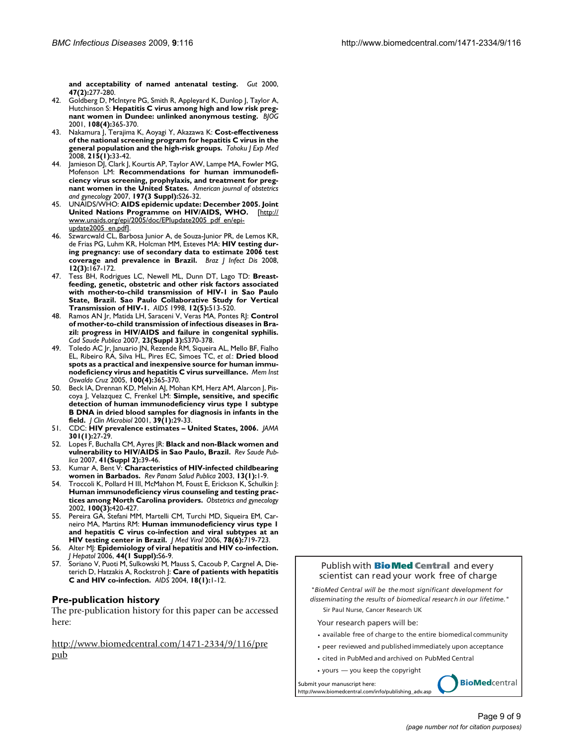**and acceptability of named antenatal testing.** *Gut* 2000, **47(2):**277-280.

42. Goldberg D, McIntyre PG, Smith R, Appleyard K, Dunlop J, Taylor A, Hutchinson S: **Hepatitis C virus among high and low risk pregnant women in Dundee: unlinked anonymous testing.** *BJOG* 2001, **108(4):**365-370.
43. Nakamura J, Terajima K, Aoyagi Y, Akazawa K: **Cost-effectiveness of the national screening program for hepatitis C virus in the general population and the high-risk groups.** *Tohoku J Exp Med* 2008, **215(1):**33-42.
44. Jamieson DJ, Clark J, Kourtis AP, Taylor AW, Lampe MA, Fowler MG, Mofenson LM: **Recommendations for human immunodeficiency virus screening, prophylaxis, and treatment for pregnant women in the United States.** *American journal of obstetrics and gynecology* 2007, **197(3 Suppl):**S26-32.
45. UNAIDS/WHO: **AIDS epidemic update: December 2005. Joint United Nations Programme on HIV/AIDS, WHO.** [http://www.unaids.org/epi/2005/doc/EPIupdate2005_pdf_en/epi-update2005_en.pdf].
46. Szwarcwald CL, Barbosa Junior A, de Souza-Junior PR, de Lemos KR, de Frias PG, Luhm KR, Holcman MM, Esteves MA: **HIV testing during pregnancy: use of secondary data to estimate 2006 test coverage and prevalence in Brazil.** *Braz J Infect Dis* 2008, **12(3):**167-172.
47. Tess BH, Rodrigues LC, Newell ML, Dunn DT, Lago TD: **Breastfeeding, genetic, obstetric and other risk factors associated with mother-to-child transmission of HIV-1 in Sao Paulo State, Brazil. Sao Paulo Collaborative Study for Vertical Transmission of HIV-1.** *AIDS* 1998, **12(5):**513-520.
48. Ramos AN Jr, Matida LH, Saraceni V, Veras MA, Pontes RJ: **Control of mother-to-child transmission of infectious diseases in Brazil: progress in HIV/AIDS and failure in congenital syphilis.** *Cad Saude Publica* 2007, **23(Suppl 3):**S370-378.
49. Toledo AC Jr, Januario JN, Rezende RM, Siqueira AL, Mello BF, Fialho EL, Ribeiro RA, Silva HL, Pires EC, Simoes TC, *et al.*: **Dried blood spots as a practical and inexpensive source for human immunodeficiency virus and hepatitis C virus surveillance.** *Mem Inst Oswaldo Cruz* 2005, **100(4):**365-370.
50. Beck IA, Drennan KD, Melvin AJ, Mohan KM, Herz AM, Alarcon J, Piscoya J, Velazquez C, Frenkel LM: **Simple, sensitive, and specific detection of human immunodeficiency virus type 1 subtype B DNA in dried blood samples for diagnosis in infants in the field.** *J Clin Microbiol* 2001, **39(1):**29-33.
51. CDC: **HIV prevalence estimates – United States, 2006.** *JAMA* **301(1):**27-29.
52. Lopes F, Buchalla CM, Ayres JR: **Black and non-Black women and vulnerability to HIV/AIDS in Sao Paulo, Brazil.** *Rev Saude Publica* 2007, **41(Suppl 2):**39-46.
53. Kumar A, Bent V: **Characteristics of HIV-infected childbearing women in Barbados.** *Rev Panam Salud Publica* 2003, **13(1):**1-9.
54. Troccoli K, Pollard H III, McMahon M, Foust E, Erickson K, Schulkin J: **Human immunodeficiency virus counseling and testing practices among North Carolina providers.** *Obstetrics and gynecology* 2002, **100(3):**420-427.
55. Pereira GA, Stefani MM, Martelli CM, Turchi MD, Siqueira EM, Carneiro MA, Martins RM: **Human immunodeficiency virus type 1 and hepatitis C virus co-infection and viral subtypes at an HIV testing center in Brazil.** *J Med Virol* 2006, **78(6):**719-723.
56. Alter MJ: **Epidemiology of viral hepatitis and HIV co-infection.** *J Hepatol* 2006, **44(1 Suppl):**S6-9.
57. Soriano V, Puoti M, Sulkowski M, Mauss S, Cacoub P, Cargnel A, Dieterich D, Hatzakis A, Rockstroh J: **Care of patients with hepatitis C and HIV co-infection.** *AIDS* 2004, **18(1):**1-12.

## Pre-publication history

The pre-publication history for this paper can be accessed here:

http://www.biomedcentral.com/1471-2334/9/116/prepub

Publish with **BioMed Central** and every scientist can read your work free of charge

*"BioMed Central will be the most significant development for disseminating the results of biomedical research in our lifetime."*
Sir Paul Nurse, Cancer Research UK

Your research papers will be:

- available free of charge to the entire biomedical community
- peer reviewed and published immediately upon acceptance
- cited in PubMed and archived on PubMed Central
- yours — you keep the copyright

Submit your manuscript here:
http://www.biomedcentral.com/info/publishing_adv.asp

**BioMed**central